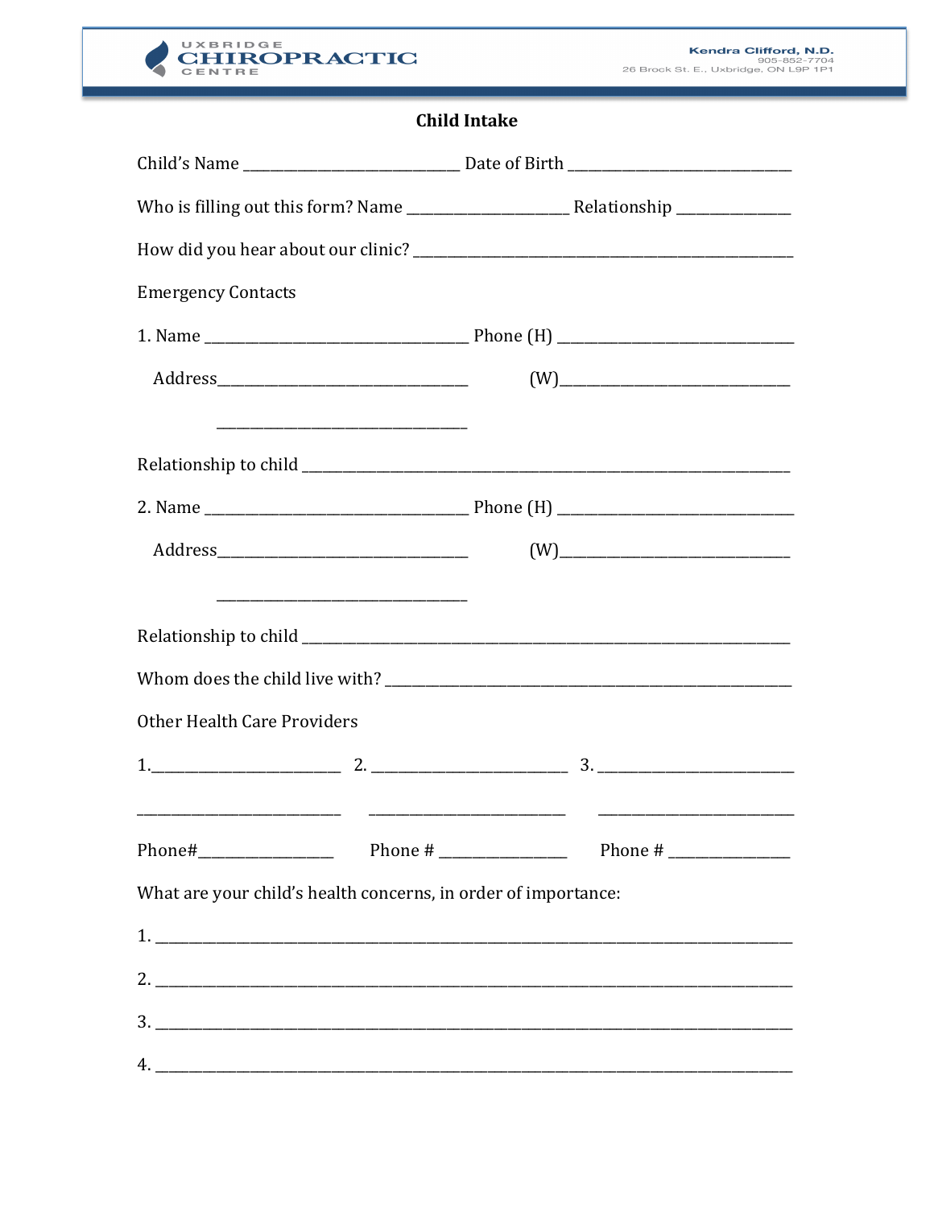UXBRIDGE CHIROPRACTIC CENTRE

Kendra Clifford, N.D.
905-852-7704
26 Brock St. E., Uxbridge, ON L9P 1P1

## Child Intake

Child's Name ____________________________ Date of Birth ____________________________

Who is filling out this form? Name ____________________ Relationship ______________

How did you hear about our clinic? ______________________________________________

Emergency Contacts

1. Name _________________________________ Phone (H) ______________________________

   Address_______________________________ (W)____________________________

   _______________________________

Relationship to child _____________________________________________________________

2. Name _________________________________ Phone (H) ______________________________

   Address_______________________________ (W)____________________________

   _______________________________

Relationship to child _____________________________________________________________

Whom does the child live with? __________________________________________________

Other Health Care Providers

1.________________________ 2. ________________________ 3. ________________________

_________________________ ________________________ ________________________

Phone#________________ Phone # ________________ Phone # _______________

What are your child's health concerns, in order of importance:

1. ___________________________________________________________________________

2. ___________________________________________________________________________

3. ___________________________________________________________________________

4. ___________________________________________________________________________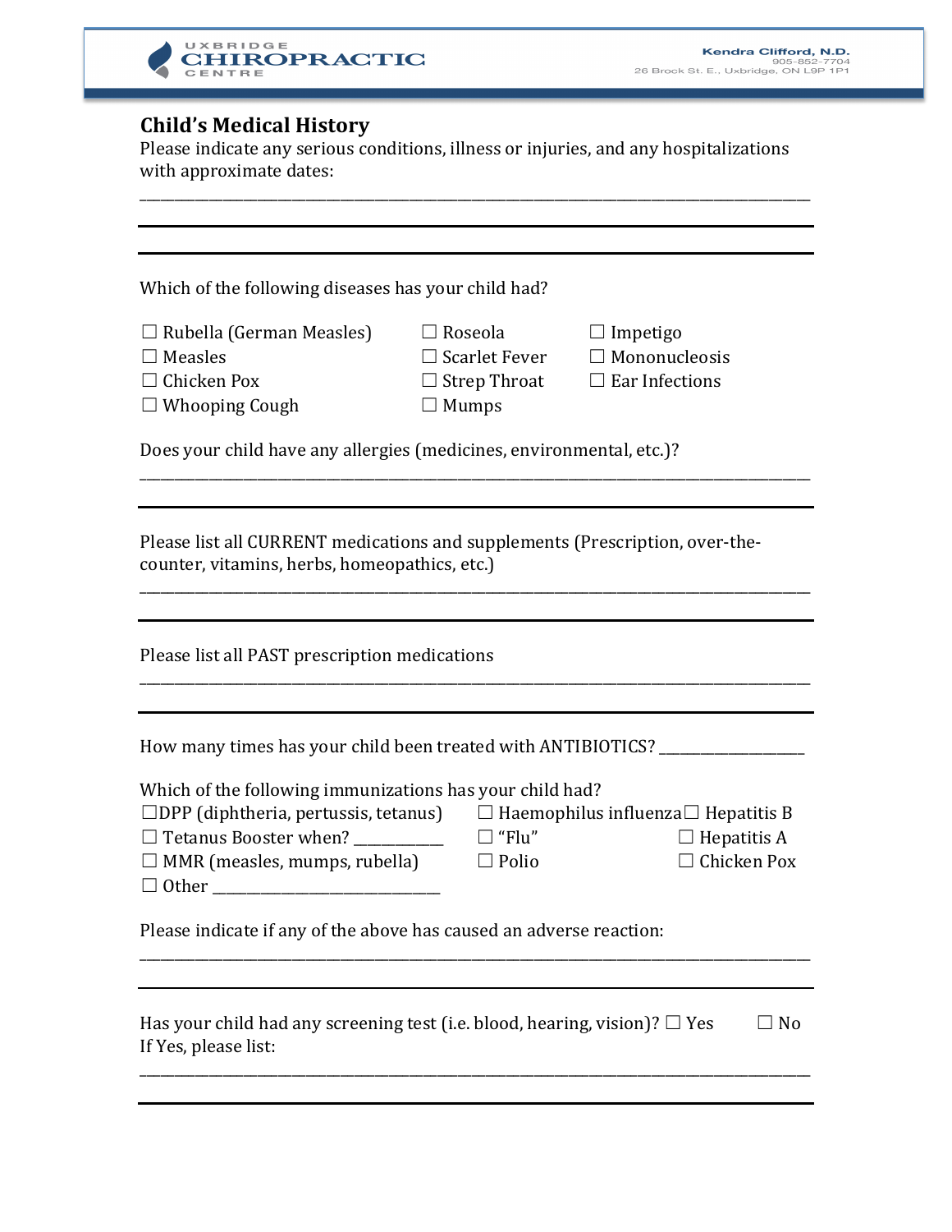## Child's Medical History

Please indicate any serious conditions, illness or injuries, and any hospitalizations with approximate dates:

_______________________________________________________________________________

Which of the following diseases has your child had?

☐ Rubella (German Measles)
☐ Measles
☐ Chicken Pox
☐ Whooping Cough
☐ Roseola
☐ Scarlet Fever
☐ Strep Throat
☐ Mumps
☐ Impetigo
☐ Mononucleosis
☐ Ear Infections

Does your child have any allergies (medicines, environmental, etc.)?

_______________________________________________________________________________

Please list all CURRENT medications and supplements (Prescription, over-the-counter, vitamins, herbs, homeopathics, etc.)

_______________________________________________________________________________

Please list all PAST prescription medications

_______________________________________________________________________________

How many times has your child been treated with ANTIBIOTICS? ___________________

Which of the following immunizations has your child had?

☐DPP (diphtheria, pertussis, tetanus)
☐ Tetanus Booster when? ___________
☐ MMR (measles, mumps, rubella)
☐ Other ______________________________
☐ Haemophilus influenza
☐ "Flu"
☐ Polio
☐ Hepatitis B
☐ Hepatitis A
☐ Chicken Pox

Please indicate if any of the above has caused an adverse reaction:

_______________________________________________________________________________

Has your child had any screening test (i.e. blood, hearing, vision)? ☐ Yes ☐ No

If Yes, please list:

_______________________________________________________________________________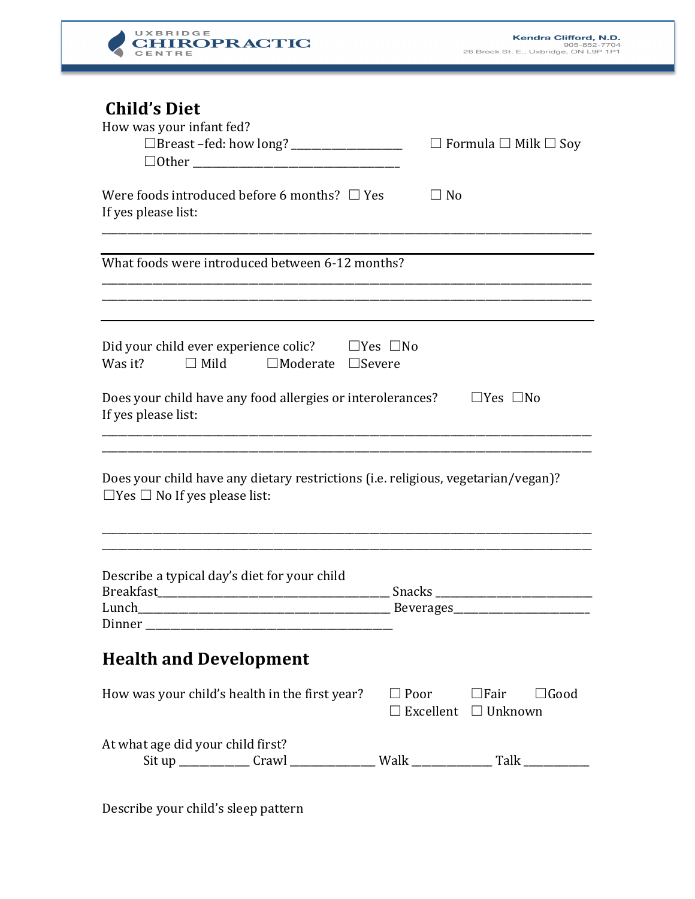## Child's Diet

How was your infant fed?

☐Breast –fed: how long? ___________________ ☐ Formula ☐ Milk ☐ Soy

☐Other ___________________________________

Were foods introduced before 6 months? ☐ Yes ☐ No

If yes please list:

_______________________________________________________________________________

What foods were introduced between 6-12 months?

_______________________________________________________________________________

_______________________________________________________________________________

Did your child ever experience colic? ☐Yes ☐No

Was it? ☐ Mild ☐Moderate ☐Severe

Does your child have any food allergies or interolerances? ☐Yes ☐No

If yes please list:

_______________________________________________________________________________

_______________________________________________________________________________

Does your child have any dietary restrictions (i.e. religious, vegetarian/vegan)?

☐Yes ☐ No If yes please list:

_______________________________________________________________________________

_______________________________________________________________________________

Describe a typical day's diet for your child

Breakfast_______________________________________ Snacks __________________________

Lunch__________________________________________ Beverages_______________________

Dinner _________________________________________

## Health and Development

How was your child's health in the first year? ☐ Poor ☐Fair ☐Good ☐ Excellent ☐ Unknown

At what age did your child first?

Sit up ___________ Crawl _____________ Walk _____________ Talk __________

Describe your child's sleep pattern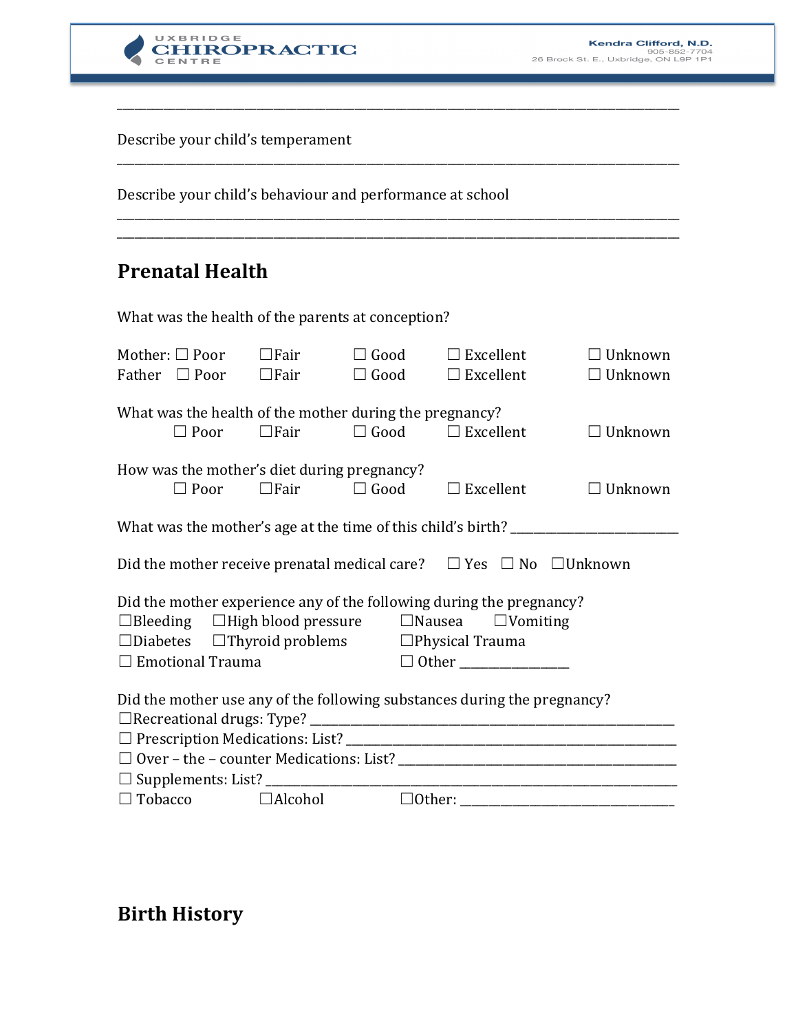______________________________________________________________________________

Describe your child's temperament

______________________________________________________________________________

Describe your child's behaviour and performance at school

______________________________________________________________________________

______________________________________________________________________________

## Prenatal Health

What was the health of the parents at conception?

Mother: ☐ Poor ☐Fair ☐ Good ☐ Excellent ☐ Unknown

Father ☐ Poor ☐Fair ☐ Good ☐ Excellent ☐ Unknown

What was the health of the mother during the pregnancy?

☐ Poor ☐Fair ☐ Good ☐ Excellent ☐ Unknown

How was the mother's diet during pregnancy?

☐ Poor ☐Fair ☐ Good ☐ Excellent ☐ Unknown

What was the mother's age at the time of this child's birth? ______________________

Did the mother receive prenatal medical care? ☐ Yes ☐ No ☐Unknown

Did the mother experience any of the following during the pregnancy?

☐Bleeding ☐High blood pressure ☐Nausea ☐Vomiting

☐Diabetes ☐Thyroid problems ☐Physical Trauma

☐ Emotional Trauma ☐ Other ______________

Did the mother use any of the following substances during the pregnancy?

☐Recreational drugs: Type? ______________________________________________________

☐ Prescription Medications: List? ________________________________________________

☐ Over – the – counter Medications: List? __________________________________________

☐ Supplements: List? __________________________________________________________

☐ Tobacco ☐Alcohol ☐Other: ____________________________

## Birth History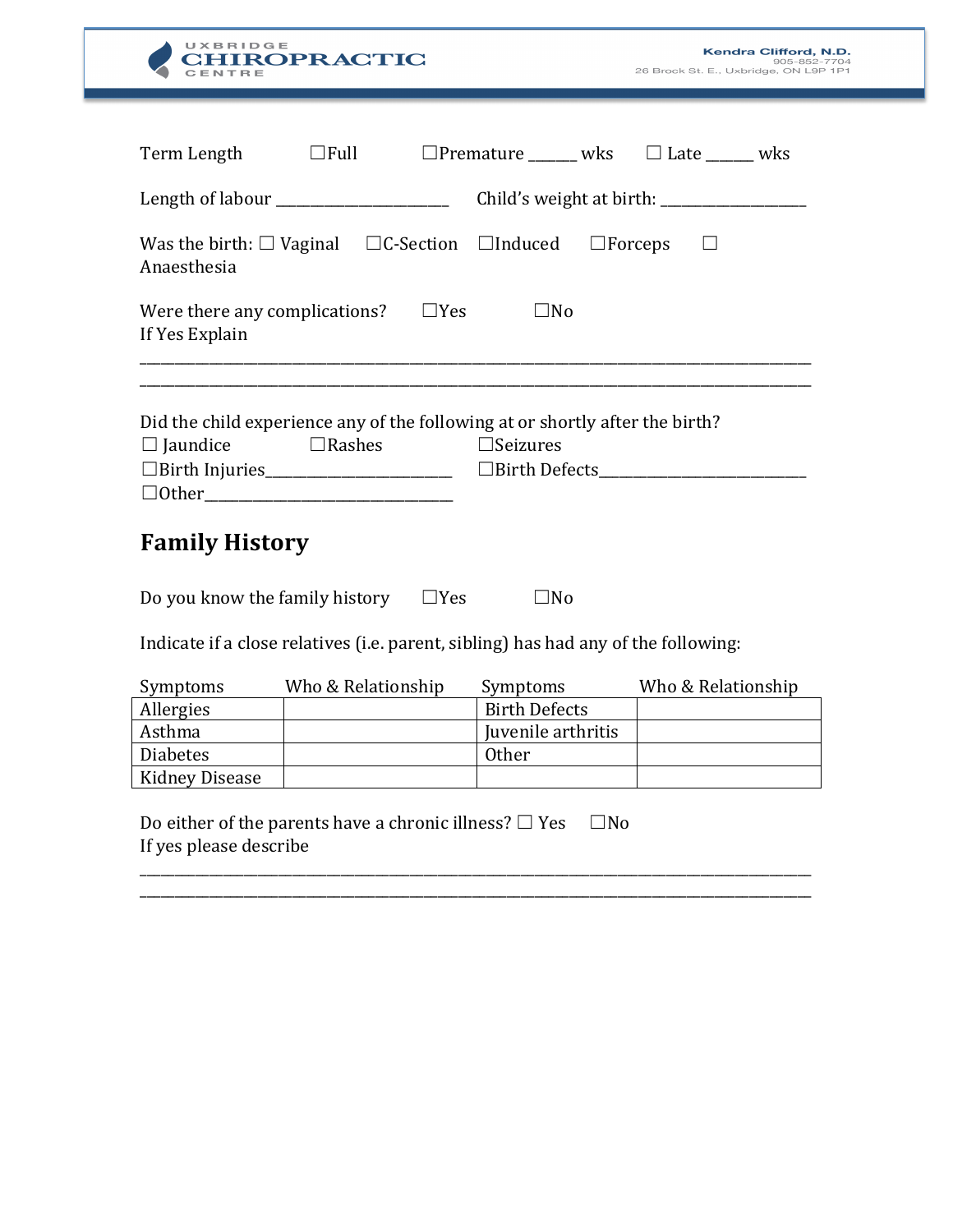Term Length ☐Full ☐Premature ______ wks ☐ Late ______ wks

Length of labour ______________________ Child's weight at birth: ___________________

Was the birth: ☐ Vaginal ☐C-Section ☐Induced ☐Forceps ☐ Anaesthesia

Were there any complications? ☐Yes ☐No
If Yes Explain
________________________________________________________________________________________
________________________________________________________________________________________

Did the child experience any of the following at or shortly after the birth?
☐ Jaundice ☐Rashes ☐Seizures
☐Birth Injuries________________________ ☐Birth Defects___________________________
☐Other________________________________

## Family History

Do you know the family history ☐Yes ☐No

Indicate if a close relatives (i.e. parent, sibling) has had any of the following:

| Symptoms | Who & Relationship | Symptoms | Who & Relationship |
|---|---|---|---|
| Allergies | | Birth Defects | |
| Asthma | | Juvenile arthritis | |
| Diabetes | | Other | |
| Kidney Disease | | | |

Do either of the parents have a chronic illness? ☐ Yes ☐No
If yes please describe
________________________________________________________________________________________
________________________________________________________________________________________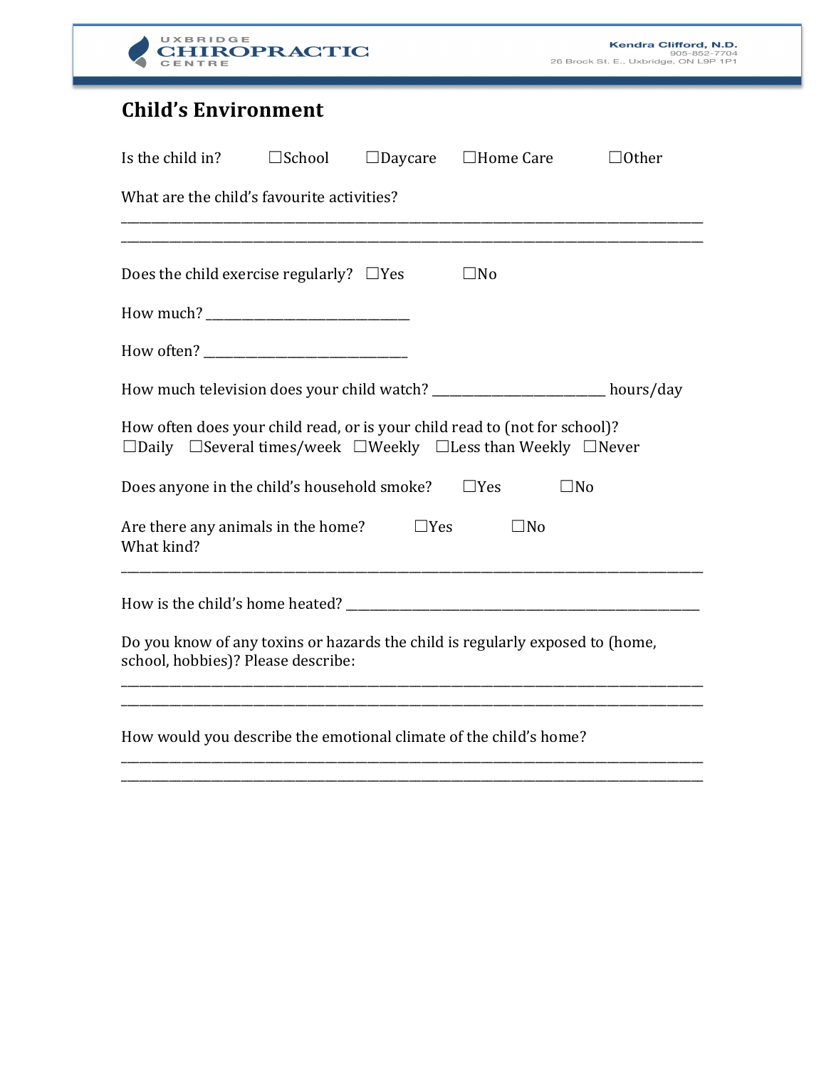## Child's Environment

Is the child in? ☐School ☐Daycare ☐Home Care ☐Other

What are the child's favourite activities?

\_\_\_\_\_\_\_\_\_\_\_\_\_\_\_\_\_\_\_\_\_\_\_\_\_\_\_\_\_\_\_\_\_\_\_\_\_\_\_\_\_\_\_\_\_\_\_\_\_\_\_\_\_\_\_\_\_\_\_\_\_\_\_\_\_\_\_\_\_\_\_\_\_\_\_\_\_\_

\_\_\_\_\_\_\_\_\_\_\_\_\_\_\_\_\_\_\_\_\_\_\_\_\_\_\_\_\_\_\_\_\_\_\_\_\_\_\_\_\_\_\_\_\_\_\_\_\_\_\_\_\_\_\_\_\_\_\_\_\_\_\_\_\_\_\_\_\_\_\_\_\_\_\_\_\_\_

Does the child exercise regularly? ☐Yes ☐No

How much? \_\_\_\_\_\_\_\_\_\_\_\_\_\_\_\_\_\_\_\_\_\_\_\_\_\_\_\_\_\_

How often? \_\_\_\_\_\_\_\_\_\_\_\_\_\_\_\_\_\_\_\_\_\_\_\_\_\_\_\_\_\_

How much television does your child watch? \_\_\_\_\_\_\_\_\_\_\_\_\_\_\_\_\_\_\_\_\_\_\_\_\_\_ hours/day

How often does your child read, or is your child read to (not for school)?
☐Daily ☐Several times/week ☐Weekly ☐Less than Weekly ☐Never

Does anyone in the child's household smoke? ☐Yes ☐No

Are there any animals in the home? ☐Yes ☐No
What kind?

\_\_\_\_\_\_\_\_\_\_\_\_\_\_\_\_\_\_\_\_\_\_\_\_\_\_\_\_\_\_\_\_\_\_\_\_\_\_\_\_\_\_\_\_\_\_\_\_\_\_\_\_\_\_\_\_\_\_\_\_\_\_\_\_\_\_\_\_\_\_\_\_\_\_\_\_\_\_

How is the child's home heated? \_\_\_\_\_\_\_\_\_\_\_\_\_\_\_\_\_\_\_\_\_\_\_\_\_\_\_\_\_\_\_\_\_\_\_\_\_\_\_\_\_\_\_\_\_\_\_\_\_\_\_

Do you know of any toxins or hazards the child is regularly exposed to (home, school, hobbies)? Please describe:

\_\_\_\_\_\_\_\_\_\_\_\_\_\_\_\_\_\_\_\_\_\_\_\_\_\_\_\_\_\_\_\_\_\_\_\_\_\_\_\_\_\_\_\_\_\_\_\_\_\_\_\_\_\_\_\_\_\_\_\_\_\_\_\_\_\_\_\_\_\_\_\_\_\_\_\_\_\_

\_\_\_\_\_\_\_\_\_\_\_\_\_\_\_\_\_\_\_\_\_\_\_\_\_\_\_\_\_\_\_\_\_\_\_\_\_\_\_\_\_\_\_\_\_\_\_\_\_\_\_\_\_\_\_\_\_\_\_\_\_\_\_\_\_\_\_\_\_\_\_\_\_\_\_\_\_\_

How would you describe the emotional climate of the child's home?

\_\_\_\_\_\_\_\_\_\_\_\_\_\_\_\_\_\_\_\_\_\_\_\_\_\_\_\_\_\_\_\_\_\_\_\_\_\_\_\_\_\_\_\_\_\_\_\_\_\_\_\_\_\_\_\_\_\_\_\_\_\_\_\_\_\_\_\_\_\_\_\_\_\_\_\_\_\_

\_\_\_\_\_\_\_\_\_\_\_\_\_\_\_\_\_\_\_\_\_\_\_\_\_\_\_\_\_\_\_\_\_\_\_\_\_\_\_\_\_\_\_\_\_\_\_\_\_\_\_\_\_\_\_\_\_\_\_\_\_\_\_\_\_\_\_\_\_\_\_\_\_\_\_\_\_\_